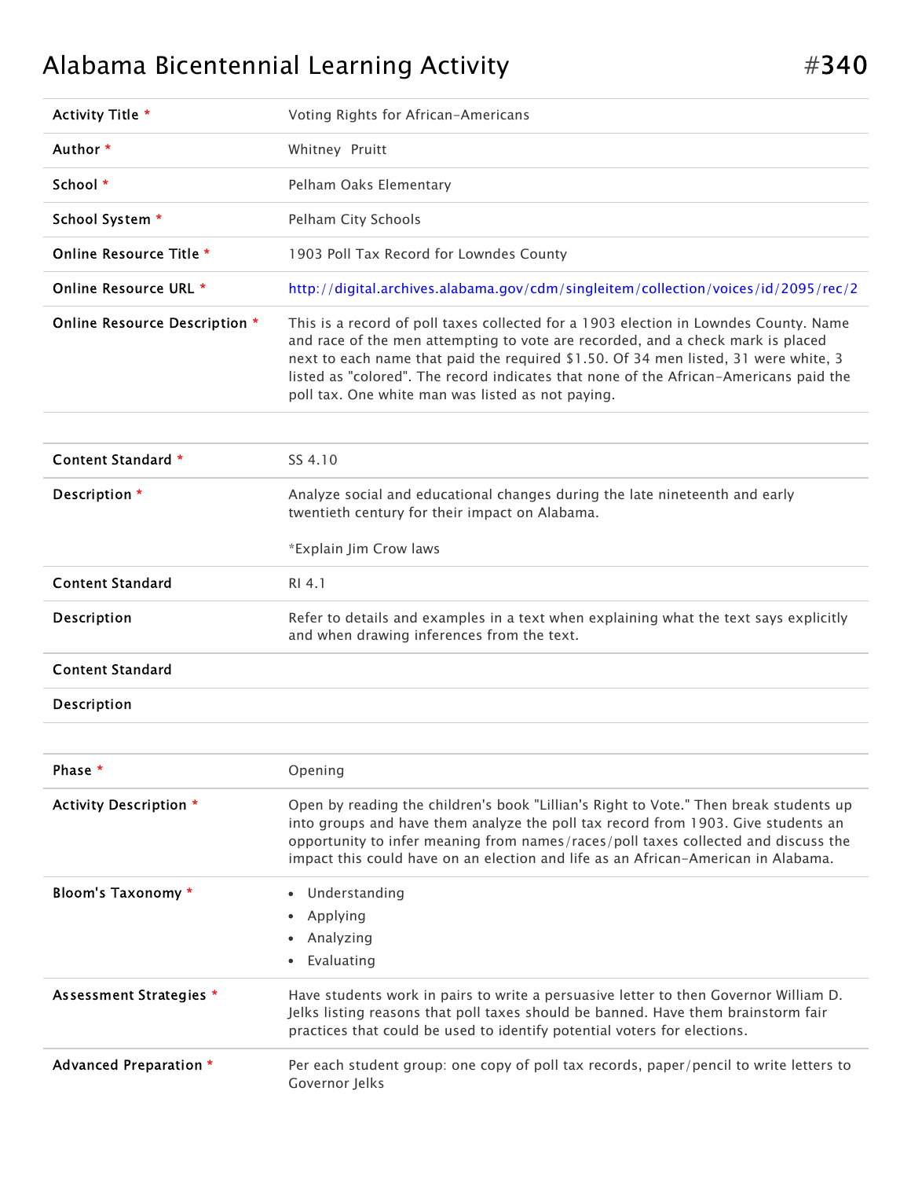# Alabama Bicentennial Learning Activity #340

| | |
|---|---|
| Activity Title * | Voting Rights for African-Americans |
| Author * | Whitney Pruitt |
| School * | Pelham Oaks Elementary |
| School System * | Pelham City Schools |
| Online Resource Title * | 1903 Poll Tax Record for Lowndes County |
| Online Resource URL * | http://digital.archives.alabama.gov/cdm/singleitem/collection/voices/id/2095/rec/2 |
| Online Resource Description * | This is a record of poll taxes collected for a 1903 election in Lowndes County. Name and race of the men attempting to vote are recorded, and a check mark is placed next to each name that paid the required $1.50. Of 34 men listed, 31 were white, 3 listed as "colored". The record indicates that none of the African-Americans paid the poll tax. One white man was listed as not paying. |

| | |
|---|---|
| Content Standard * | SS 4.10 |
| Description * | Analyze social and educational changes during the late nineteenth and early twentieth century for their impact on Alabama.<br><br>*Explain Jim Crow laws |
| Content Standard | RI 4.1 |
| Description | Refer to details and examples in a text when explaining what the text says explicitly and when drawing inferences from the text. |
| Content Standard | |
| Description | |

| | |
|---|---|
| Phase * | Opening |
| Activity Description * | Open by reading the children's book "Lillian's Right to Vote." Then break students up into groups and have them analyze the poll tax record from 1903. Give students an opportunity to infer meaning from names/races/poll taxes collected and discuss the impact this could have on an election and life as an African-American in Alabama. |
| Bloom's Taxonomy * | • Understanding<br>• Applying<br>• Analyzing<br>• Evaluating |
| Assessment Strategies * | Have students work in pairs to write a persuasive letter to then Governor William D. Jelks listing reasons that poll taxes should be banned. Have them brainstorm fair practices that could be used to identify potential voters for elections. |
| Advanced Preparation * | Per each student group: one copy of poll tax records, paper/pencil to write letters to Governor Jelks |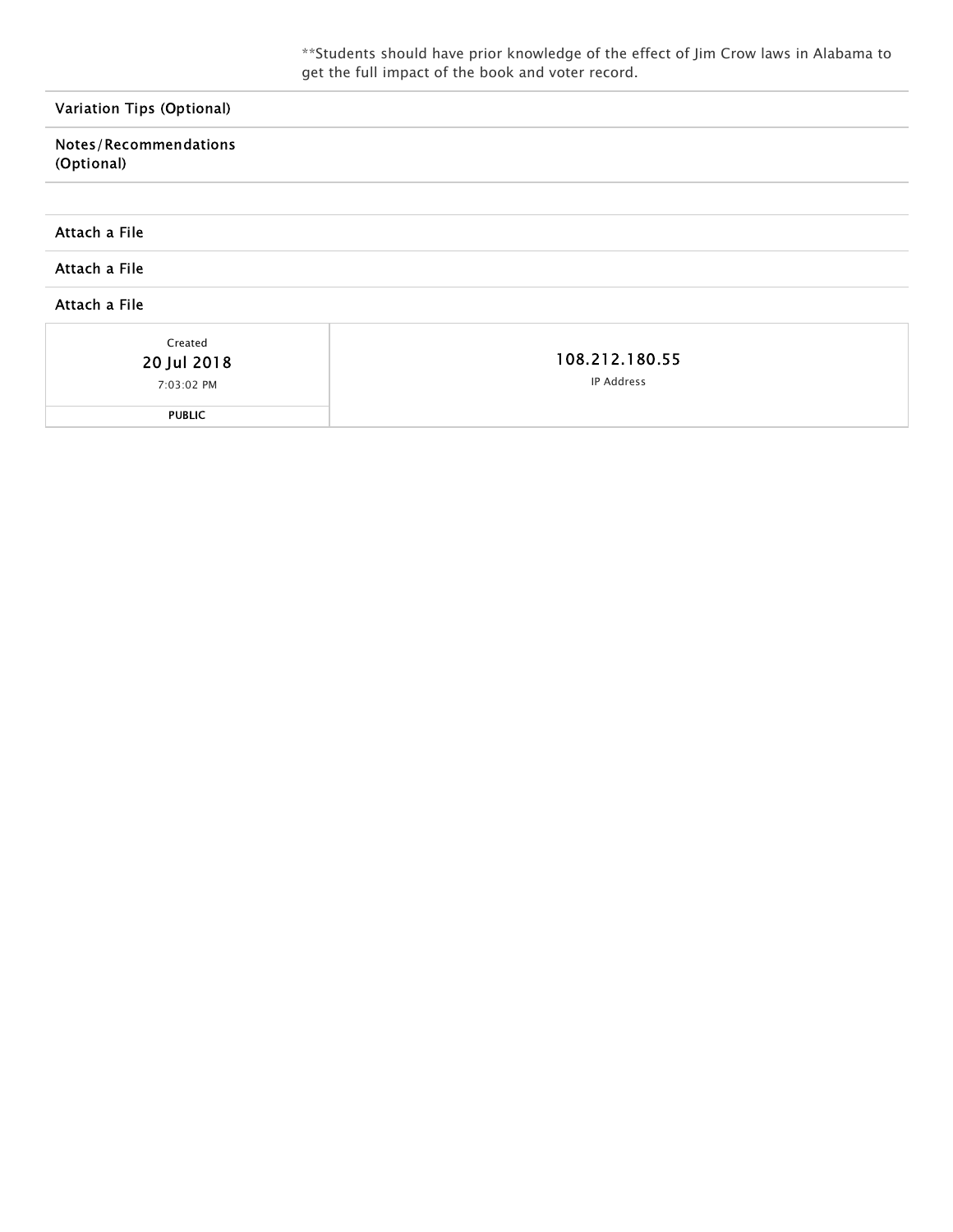**Students should have prior knowledge of the effect of Jim Crow laws in Alabama to get the full impact of the book and voter record.

Variation Tips (Optional)

Notes/Recommendations (Optional)

Attach a File

Attach a File

Attach a File

| | |
|---|---|
| Created<br>20 Jul 2018<br>7:03:02 PM | 108.212.180.55<br>IP Address |
| PUBLIC | |